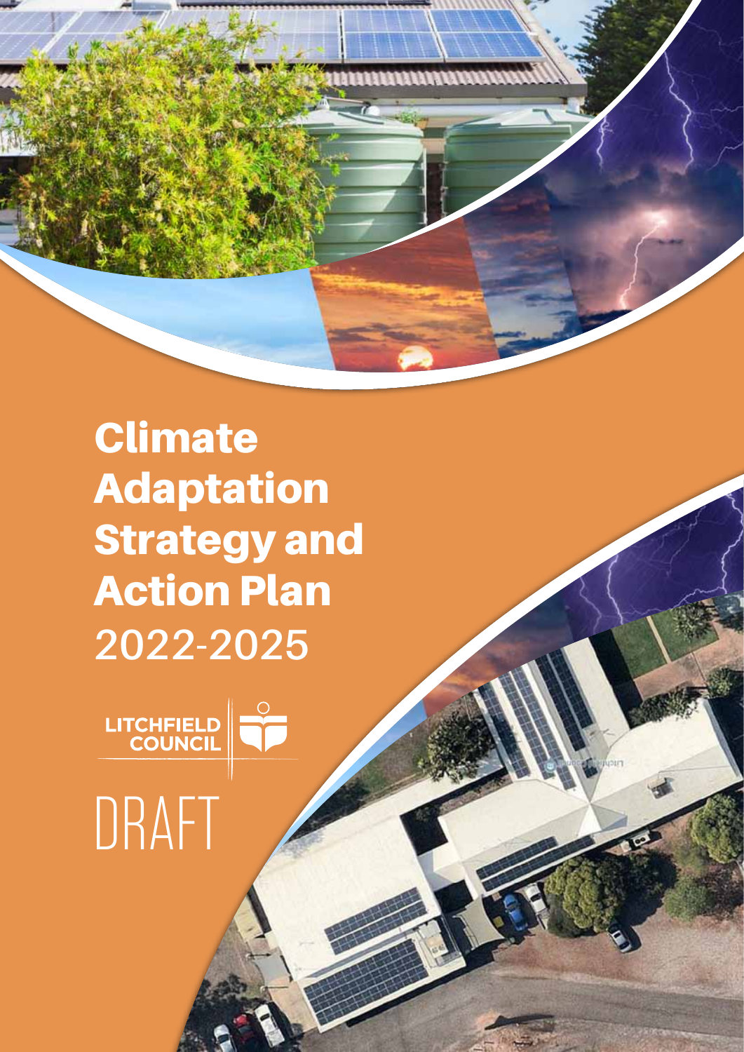# Climate Adaptation Strategy and Action Plan 2022-2025

LITCHFIELD COUNCIL

DRAFT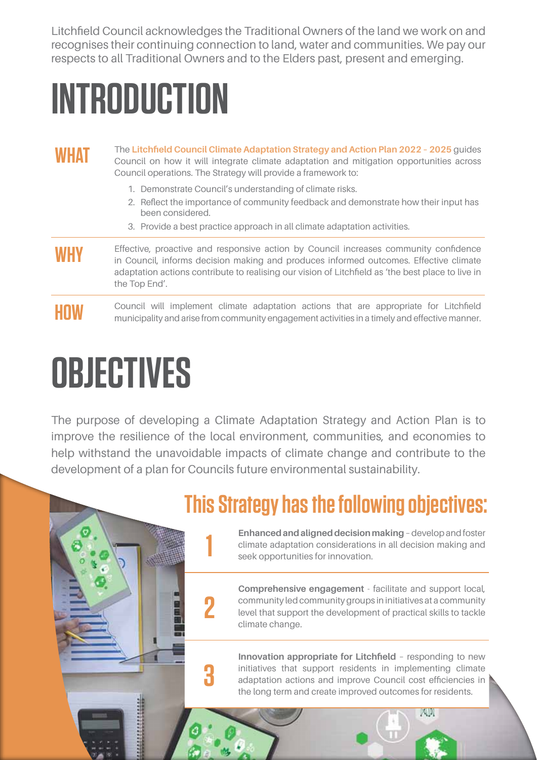Litchfield Council acknowledges the Traditional Owners of the land we work on and recognises their continuing connection to land, water and communities. We pay our respects to all Traditional Owners and to the Elders past, present and emerging.

# INTRODUCTION

## WHAT

The **Litchfield Council Climate Adaptation Strategy and Action Plan 2022 – 2025** guides Council on how it will integrate climate adaptation and mitigation opportunities across Council operations. The Strategy will provide a framework to:

1. Demonstrate Council's understanding of climate risks.
2. Reflect the importance of community feedback and demonstrate how their input has been considered.
3. Provide a best practice approach in all climate adaptation activities.

## WHY

Effective, proactive and responsive action by Council increases community confidence in Council, informs decision making and produces informed outcomes. Effective climate adaptation actions contribute to realising our vision of Litchfield as 'the best place to live in the Top End'.

## HOW

Council will implement climate adaptation actions that are appropriate for Litchfield municipality and arise from community engagement activities in a timely and effective manner.

# OBJECTIVES

The purpose of developing a Climate Adaptation Strategy and Action Plan is to improve the resilience of the local environment, communities, and economies to help withstand the unavoidable impacts of climate change and contribute to the development of a plan for Councils future environmental sustainability.

## This Strategy has the following objectives:

1. **Enhanced and aligned decision making** – develop and foster climate adaptation considerations in all decision making and seek opportunities for innovation.
2. **Comprehensive engagement** - facilitate and support local, community led community groups in initiatives at a community level that support the development of practical skills to tackle climate change.
3. **Innovation appropriate for Litchfield** – responding to new initiatives that support residents in implementing climate adaptation actions and improve Council cost efficiencies in the long term and create improved outcomes for residents.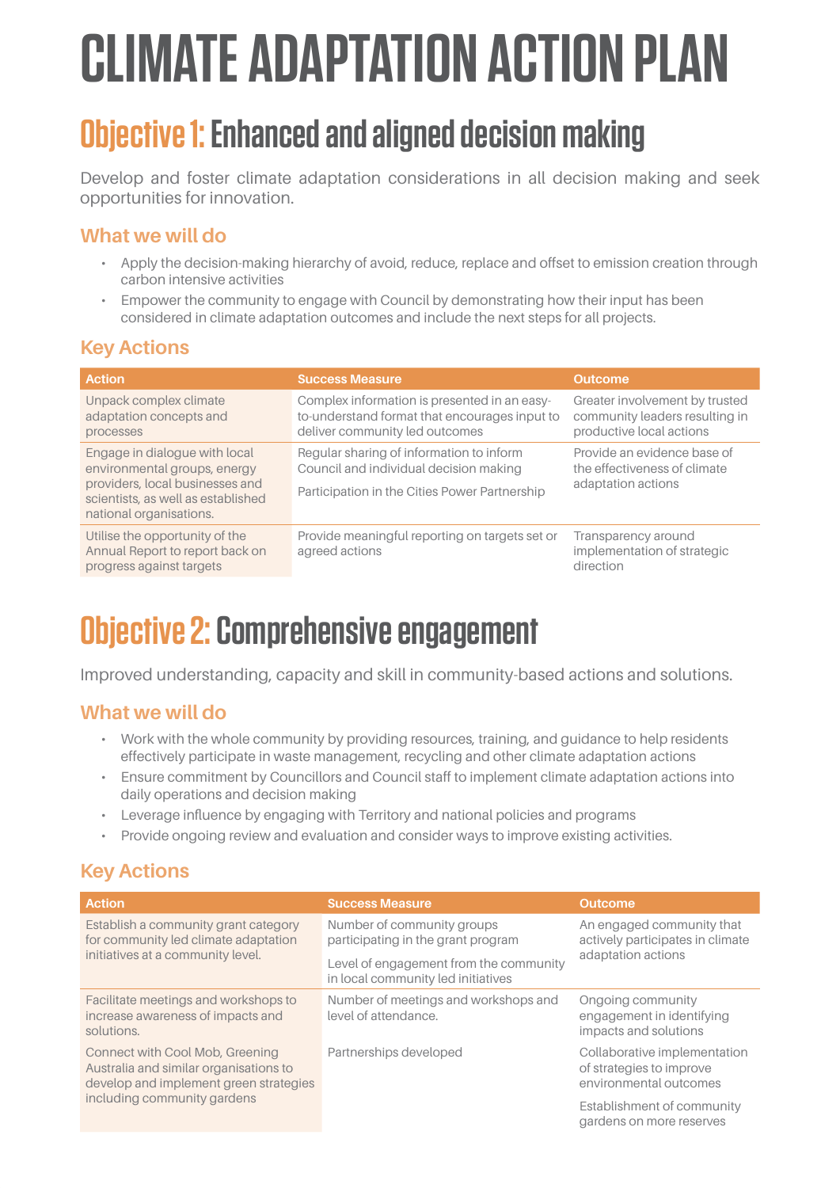# CLIMATE ADAPTATION ACTION PLAN

## Objective 1: Enhanced and aligned decision making

Develop and foster climate adaptation considerations in all decision making and seek opportunities for innovation.

### What we will do

- Apply the decision-making hierarchy of avoid, reduce, replace and offset to emission creation through carbon intensive activities
- Empower the community to engage with Council by demonstrating how their input has been considered in climate adaptation outcomes and include the next steps for all projects.

### Key Actions

| Action | Success Measure | Outcome |
|---|---|---|
| Unpack complex climate adaptation concepts and processes | Complex information is presented in an easy-to-understand format that encourages input to deliver community led outcomes | Greater involvement by trusted community leaders resulting in productive local actions |
| Engage in dialogue with local environmental groups, energy providers, local businesses and scientists, as well as established national organisations. | Regular sharing of information to inform Council and individual decision making<br><br>Participation in the Cities Power Partnership | Provide an evidence base of the effectiveness of climate adaptation actions |
| Utilise the opportunity of the Annual Report to report back on progress against targets | Provide meaningful reporting on targets set or agreed actions | Transparency around implementation of strategic direction |

## Objective 2: Comprehensive engagement

Improved understanding, capacity and skill in community-based actions and solutions.

### What we will do

- Work with the whole community by providing resources, training, and guidance to help residents effectively participate in waste management, recycling and other climate adaptation actions
- Ensure commitment by Councillors and Council staff to implement climate adaptation actions into daily operations and decision making
- Leverage influence by engaging with Territory and national policies and programs
- Provide ongoing review and evaluation and consider ways to improve existing activities.

### Key Actions

| Action | Success Measure | Outcome |
|---|---|---|
| Establish a community grant category for community led climate adaptation initiatives at a community level. | Number of community groups participating in the grant program<br><br>Level of engagement from the community in local community led initiatives | An engaged community that actively participates in climate adaptation actions |
| Facilitate meetings and workshops to increase awareness of impacts and solutions. | Number of meetings and workshops and level of attendance. | Ongoing community engagement in identifying impacts and solutions |
| Connect with Cool Mob, Greening Australia and similar organisations to develop and implement green strategies including community gardens | Partnerships developed | Collaborative implementation of strategies to improve environmental outcomes<br><br>Establishment of community gardens on more reserves |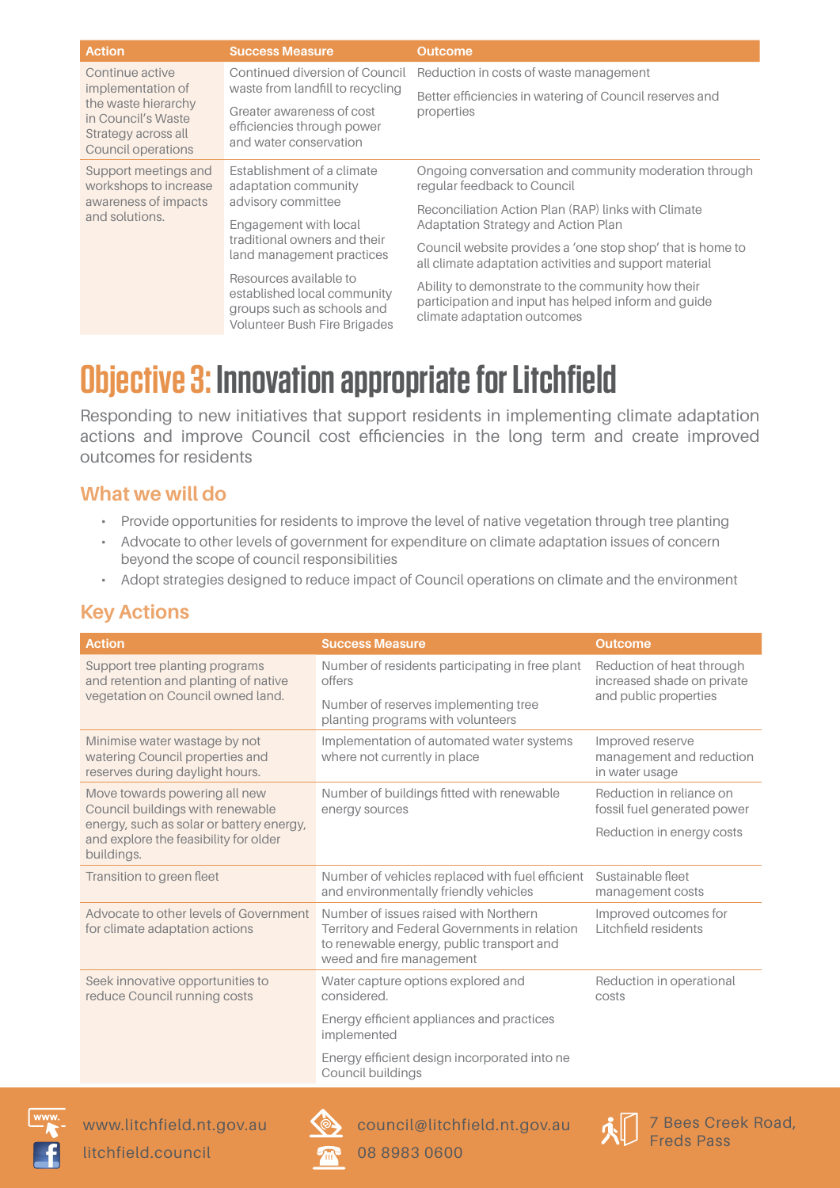| Action | Success Measure | Outcome |
|---|---|---|
| Continue active implementation of the waste hierarchy in Council's Waste Strategy across all Council operations | Continued diversion of Council waste from landfill to recycling<br>Greater awareness of cost efficiencies through power and water conservation | Reduction in costs of waste management<br>Better efficiencies in watering of Council reserves and properties |
| Support meetings and workshops to increase awareness of impacts and solutions. | Establishment of a climate adaptation community advisory committee<br>Engagement with local traditional owners and their land management practices<br>Resources available to established local community groups such as schools and Volunteer Bush Fire Brigades | Ongoing conversation and community moderation through regular feedback to Council<br>Reconciliation Action Plan (RAP) links with Climate Adaptation Strategy and Action Plan<br>Council website provides a 'one stop shop' that is home to all climate adaptation activities and support material<br>Ability to demonstrate to the community how their participation and input has helped inform and guide climate adaptation outcomes |

# Objective 3: Innovation appropriate for Litchfield

Responding to new initiatives that support residents in implementing climate adaptation actions and improve Council cost efficiencies in the long term and create improved outcomes for residents

## What we will do

- Provide opportunities for residents to improve the level of native vegetation through tree planting
- Advocate to other levels of government for expenditure on climate adaptation issues of concern beyond the scope of council responsibilities
- Adopt strategies designed to reduce impact of Council operations on climate and the environment

## Key Actions

| Action | Success Measure | Outcome |
|---|---|---|
| Support tree planting programs and retention and planting of native vegetation on Council owned land. | Number of residents participating in free plant offers<br>Number of reserves implementing tree planting programs with volunteers | Reduction of heat through increased shade on private and public properties |
| Minimise water wastage by not watering Council properties and reserves during daylight hours. | Implementation of automated water systems where not currently in place | Improved reserve management and reduction in water usage |
| Move towards powering all new Council buildings with renewable energy, such as solar or battery energy, and explore the feasibility for older buildings. | Number of buildings fitted with renewable energy sources | Reduction in reliance on fossil fuel generated power<br>Reduction in energy costs |
| Transition to green fleet | Number of vehicles replaced with fuel efficient and environmentally friendly vehicles | Sustainable fleet management costs |
| Advocate to other levels of Government for climate adaptation actions | Number of issues raised with Northern Territory and Federal Governments in relation to renewable energy, public transport and weed and fire management | Improved outcomes for Litchfield residents |
| Seek innovative opportunities to reduce Council running costs | Water capture options explored and considered.<br>Energy efficient appliances and practices implemented<br>Energy efficient design incorporated into ne Council buildings | Reduction in operational costs |

www.litchfield.nt.gov.au
litchfield.council
council@litchfield.nt.gov.au
08 8983 0600
7 Bees Creek Road, Freds Pass